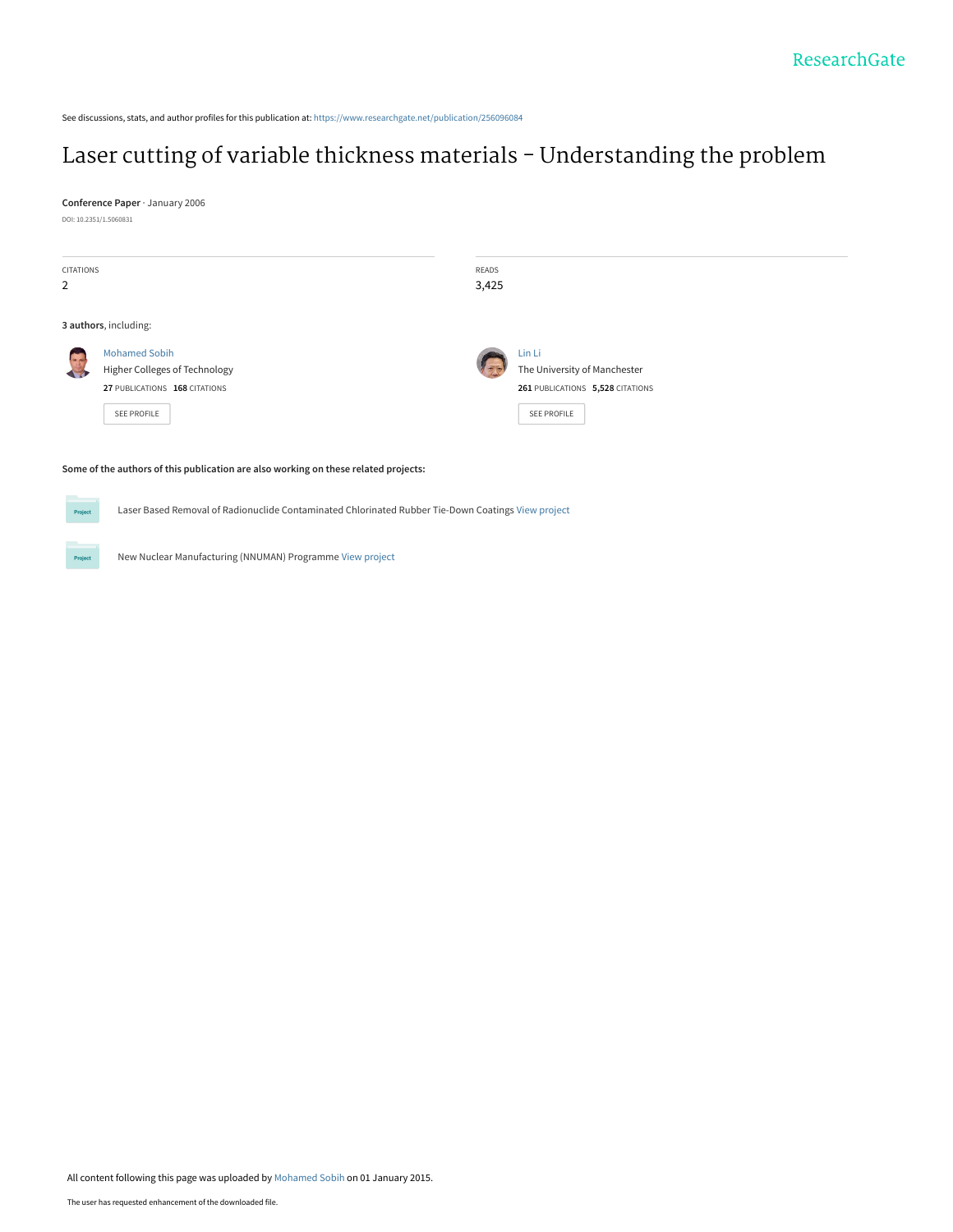See discussions, stats, and author profiles for this publication at: https://www.researchgate.net/publication/256096084

# Laser cutting of variable thickness materials - Understanding the problem

**Conference Paper** · January 2006

DOI: 10.2351/1.5060831

CITATIONS
2

READS
3,425

**3 authors**, including:

Mohamed Sobih
Higher Colleges of Technology
**27** PUBLICATIONS **168** CITATIONS

SEE PROFILE

Lin Li
The University of Manchester
**261** PUBLICATIONS **5,528** CITATIONS

SEE PROFILE

**Some of the authors of this publication are also working on these related projects:**

Laser Based Removal of Radionuclide Contaminated Chlorinated Rubber Tie-Down Coatings View project

New Nuclear Manufacturing (NNUMAN) Programme View project

All content following this page was uploaded by Mohamed Sobih on 01 January 2015.

The user has requested enhancement of the downloaded file.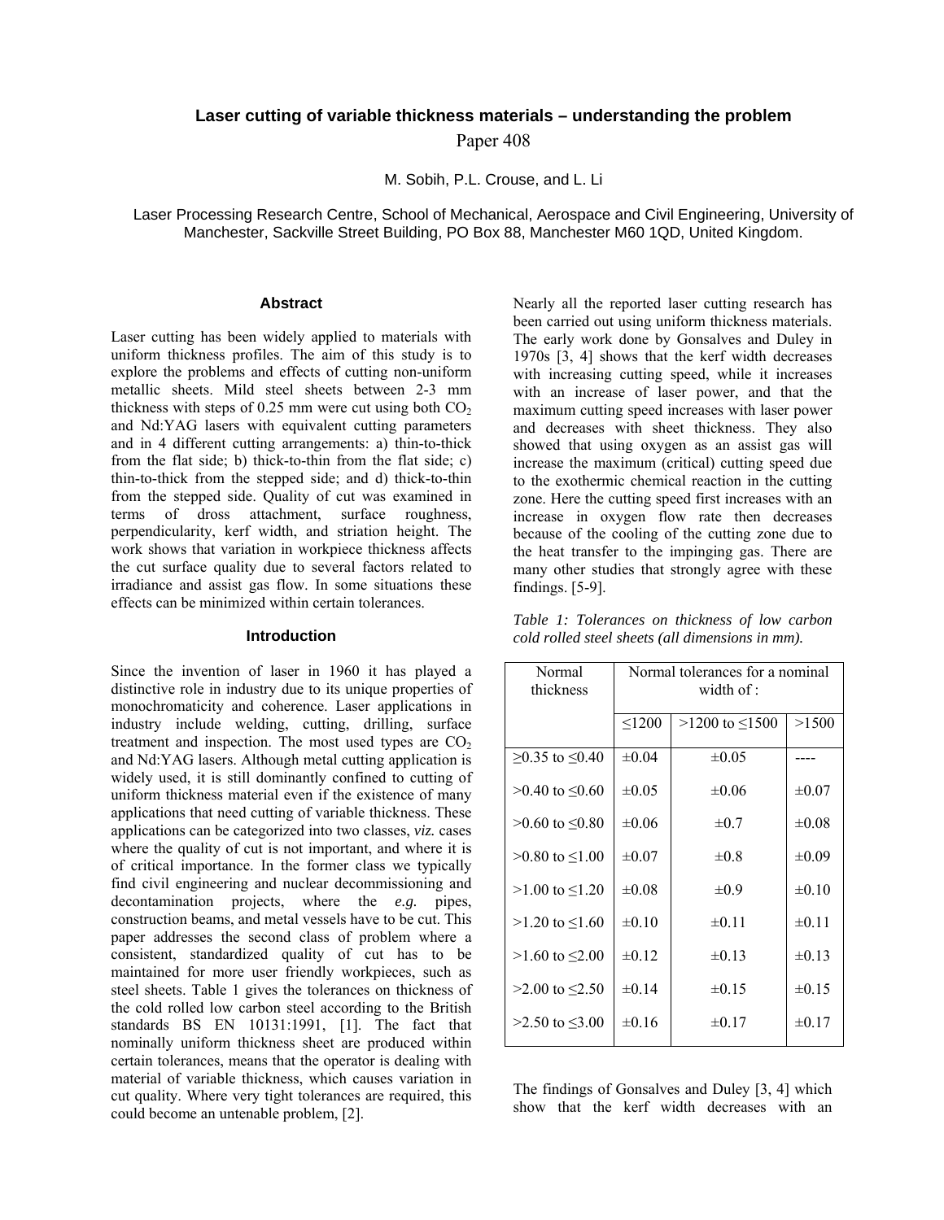# Laser cutting of variable thickness materials – understanding the problem

Paper 408

M. Sobih, P.L. Crouse, and L. Li

Laser Processing Research Centre, School of Mechanical, Aerospace and Civil Engineering, University of Manchester, Sackville Street Building, PO Box 88, Manchester M60 1QD, United Kingdom.

## Abstract

Laser cutting has been widely applied to materials with uniform thickness profiles. The aim of this study is to explore the problems and effects of cutting non-uniform metallic sheets. Mild steel sheets between 2-3 mm thickness with steps of 0.25 mm were cut using both $CO_2$ and Nd:YAG lasers with equivalent cutting parameters and in 4 different cutting arrangements: a) thin-to-thick from the flat side; b) thick-to-thin from the flat side; c) thin-to-thick from the stepped side; and d) thick-to-thin from the stepped side. Quality of cut was examined in terms of dross attachment, surface roughness, perpendicularity, kerf width, and striation height. The work shows that variation in workpiece thickness affects the cut surface quality due to several factors related to irradiance and assist gas flow. In some situations these effects can be minimized within certain tolerances.

## Introduction

Since the invention of laser in 1960 it has played a distinctive role in industry due to its unique properties of monochromaticity and coherence. Laser applications in industry include welding, cutting, drilling, surface treatment and inspection. The most used types are $CO_2$ and Nd:YAG lasers. Although metal cutting application is widely used, it is still dominantly confined to cutting of uniform thickness material even if the existence of many applications that need cutting of variable thickness. These applications can be categorized into two classes, *viz.* cases where the quality of cut is not important, and where it is of critical importance. In the former class we typically find civil engineering and nuclear decommissioning and decontamination projects, where the *e.g.* pipes, construction beams, and metal vessels have to be cut. This paper addresses the second class of problem where a consistent, standardized quality of cut has to be maintained for more user friendly workpieces, such as steel sheets. Table 1 gives the tolerances on thickness of the cold rolled low carbon steel according to the British standards BS EN 10131:1991, [1]. The fact that nominally uniform thickness sheet are produced within certain tolerances, means that the operator is dealing with material of variable thickness, which causes variation in cut quality. Where very tight tolerances are required, this could become an untenable problem, [2].

Nearly all the reported laser cutting research has been carried out using uniform thickness materials. The early work done by Gonsalves and Duley in 1970s [3, 4] shows that the kerf width decreases with increasing cutting speed, while it increases with an increase of laser power, and that the maximum cutting speed increases with laser power and decreases with sheet thickness. They also showed that using oxygen as an assist gas will increase the maximum (critical) cutting speed due to the exothermic chemical reaction in the cutting zone. Here the cutting speed first increases with an increase in oxygen flow rate then decreases because of the cooling of the cutting zone due to the heat transfer to the impinging gas. There are many other studies that strongly agree with these findings. [5-9].

*Table 1: Tolerances on thickness of low carbon cold rolled steel sheets (all dimensions in mm).*

| Normal thickness | Normal tolerances for a nominal width of : | | |
|---|---|---|---|
| | ≤1200 | >1200 to ≤1500 | >1500 |
| ≥0.35 to ≤0.40 | ±0.04 | ±0.05 | ---- |
| >0.40 to ≤0.60 | ±0.05 | ±0.06 | ±0.07 |
| >0.60 to ≤0.80 | ±0.06 | ±0.7 | ±0.08 |
| >0.80 to ≤1.00 | ±0.07 | ±0.8 | ±0.09 |
| >1.00 to ≤1.20 | ±0.08 | ±0.9 | ±0.10 |
| >1.20 to ≤1.60 | ±0.10 | ±0.11 | ±0.11 |
| >1.60 to ≤2.00 | ±0.12 | ±0.13 | ±0.13 |
| >2.00 to ≤2.50 | ±0.14 | ±0.15 | ±0.15 |
| >2.50 to ≤3.00 | ±0.16 | ±0.17 | ±0.17 |

The findings of Gonsalves and Duley [3, 4] which show that the kerf width decreases with an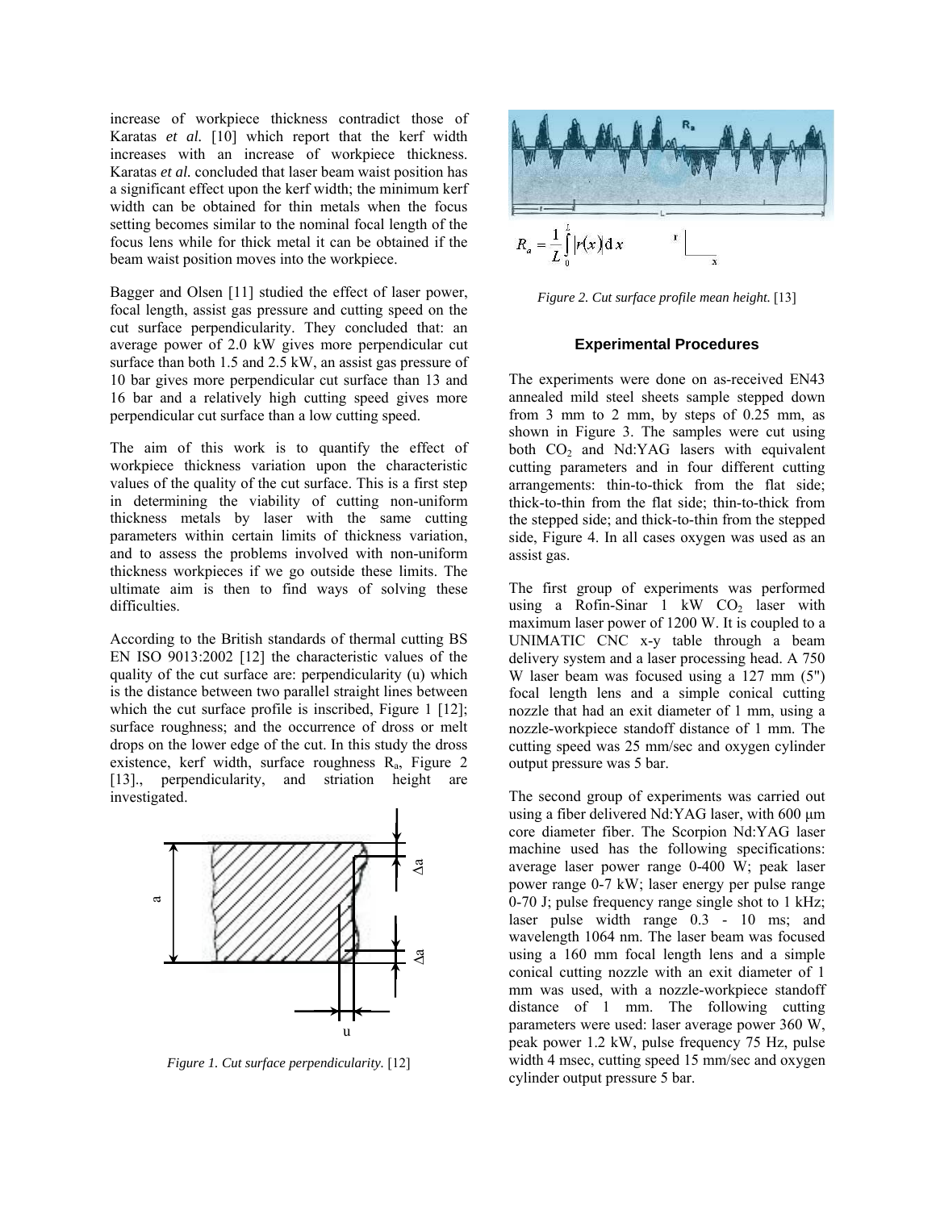increase of workpiece thickness contradict those of Karatas *et al.* [10] which report that the kerf width increases with an increase of workpiece thickness. Karatas *et al.* concluded that laser beam waist position has a significant effect upon the kerf width; the minimum kerf width can be obtained for thin metals when the focus setting becomes similar to the nominal focal length of the focus lens while for thick metal it can be obtained if the beam waist position moves into the workpiece.

Bagger and Olsen [11] studied the effect of laser power, focal length, assist gas pressure and cutting speed on the cut surface perpendicularity. They concluded that: an average power of 2.0 kW gives more perpendicular cut surface than both 1.5 and 2.5 kW, an assist gas pressure of 10 bar gives more perpendicular cut surface than 13 and 16 bar and a relatively high cutting speed gives more perpendicular cut surface than a low cutting speed.

The aim of this work is to quantify the effect of workpiece thickness variation upon the characteristic values of the quality of the cut surface. This is a first step in determining the viability of cutting non-uniform thickness metals by laser with the same cutting parameters within certain limits of thickness variation, and to assess the problems involved with non-uniform thickness workpieces if we go outside these limits. The ultimate aim is then to find ways of solving these difficulties.

According to the British standards of thermal cutting BS EN ISO 9013:2002 [12] the characteristic values of the quality of the cut surface are: perpendicularity (u) which is the distance between two parallel straight lines between which the cut surface profile is inscribed, Figure 1 [12]; surface roughness; and the occurrence of dross or melt drops on the lower edge of the cut. In this study the dross existence, kerf width, surface roughness $R_a$, Figure 2 [13]., perpendicularity, and striation height are investigated.

*Figure 1. Cut surface perpendicularity.* [12]

$$R_a = \frac{1}{L}\int_0^L |r(x)|\,\mathrm{d}x$$

*Figure 2. Cut surface profile mean height.* [13]

### Experimental Procedures

The experiments were done on as-received EN43 annealed mild steel sheets sample stepped down from 3 mm to 2 mm, by steps of 0.25 mm, as shown in Figure 3. The samples were cut using both $CO_2$ and Nd:YAG lasers with equivalent cutting parameters and in four different cutting arrangements: thin-to-thick from the flat side; thick-to-thin from the flat side; thin-to-thick from the stepped side; and thick-to-thin from the stepped side, Figure 4. In all cases oxygen was used as an assist gas.

The first group of experiments was performed using a Rofin-Sinar 1 kW $CO_2$ laser with maximum laser power of 1200 W. It is coupled to a UNIMATIC CNC x-y table through a beam delivery system and a laser processing head. A 750 W laser beam was focused using a 127 mm (5") focal length lens and a simple conical cutting nozzle that had an exit diameter of 1 mm, using a nozzle-workpiece standoff distance of 1 mm. The cutting speed was 25 mm/sec and oxygen cylinder output pressure was 5 bar.

The second group of experiments was carried out using a fiber delivered Nd:YAG laser, with 600 μm core diameter fiber. The Scorpion Nd:YAG laser machine used has the following specifications: average laser power range 0-400 W; peak laser power range 0-7 kW; laser energy per pulse range 0-70 J; pulse frequency range single shot to 1 kHz; laser pulse width range 0.3 - 10 ms; and wavelength 1064 nm. The laser beam was focused using a 160 mm focal length lens and a simple conical cutting nozzle with an exit diameter of 1 mm was used, with a nozzle-workpiece standoff distance of 1 mm. The following cutting parameters were used: laser average power 360 W, peak power 1.2 kW, pulse frequency 75 Hz, pulse width 4 msec, cutting speed 15 mm/sec and oxygen cylinder output pressure 5 bar.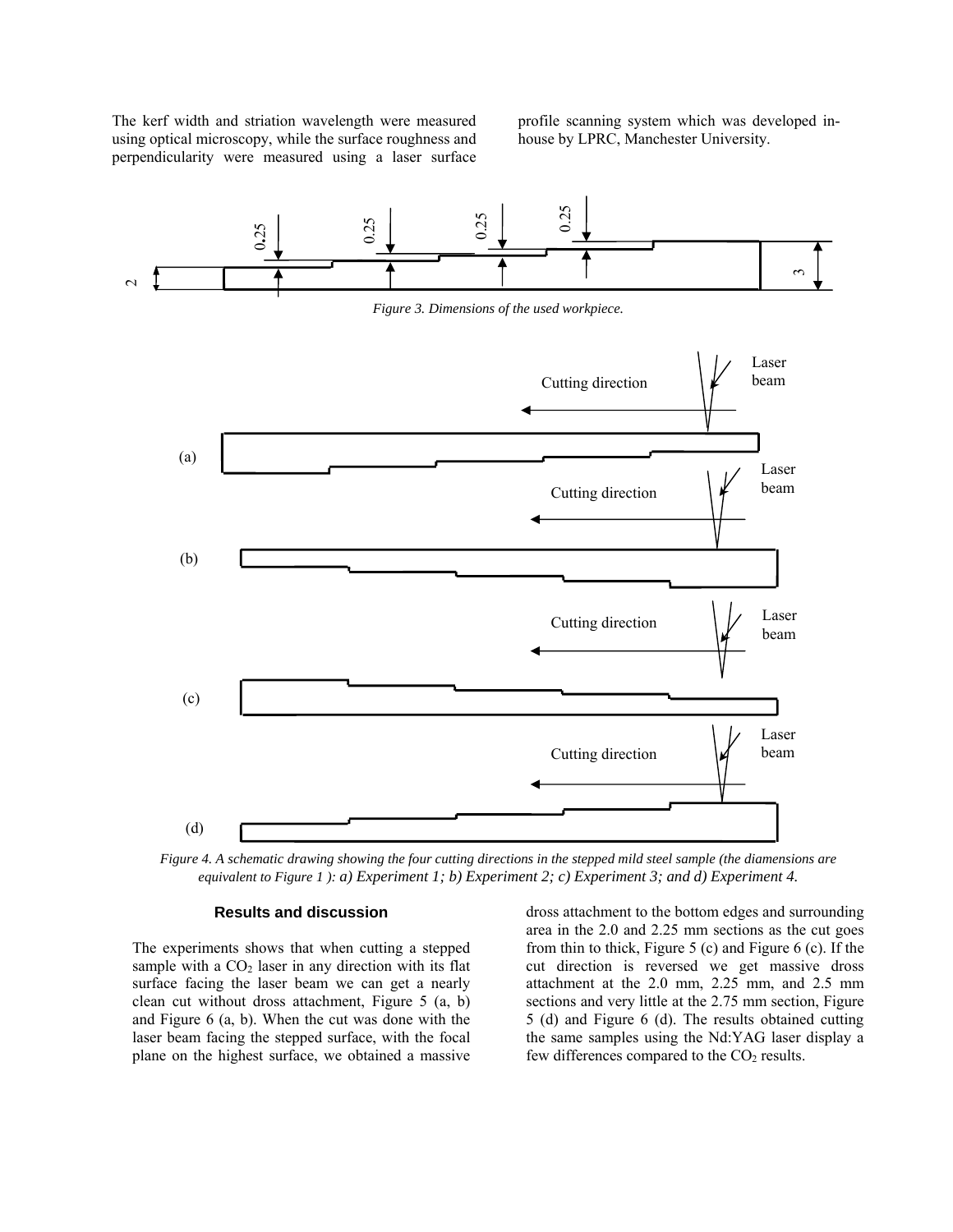The kerf width and striation wavelength were measured using optical microscopy, while the surface roughness and perpendicularity were measured using a laser surface profile scanning system which was developed in-house by LPRC, Manchester University.

*Figure 3. Dimensions of the used workpiece.*

*Figure 4. A schematic drawing showing the four cutting directions in the stepped mild steel sample (the diamensions are equivalent to Figure 1 ): a) Experiment 1; b) Experiment 2; c) Experiment 3; and d) Experiment 4.*

## Results and discussion

The experiments shows that when cutting a stepped sample with a $CO_2$ laser in any direction with its flat surface facing the laser beam we can get a nearly clean cut without dross attachment, Figure 5 (a, b) and Figure 6 (a, b). When the cut was done with the laser beam facing the stepped surface, with the focal plane on the highest surface, we obtained a massive dross attachment to the bottom edges and surrounding area in the 2.0 and 2.25 mm sections as the cut goes from thin to thick, Figure 5 (c) and Figure 6 (c). If the cut direction is reversed we get massive dross attachment at the 2.0 mm, 2.25 mm, and 2.5 mm sections and very little at the 2.75 mm section, Figure 5 (d) and Figure 6 (d). The results obtained cutting the same samples using the Nd:YAG laser display a few differences compared to the $CO_2$ results.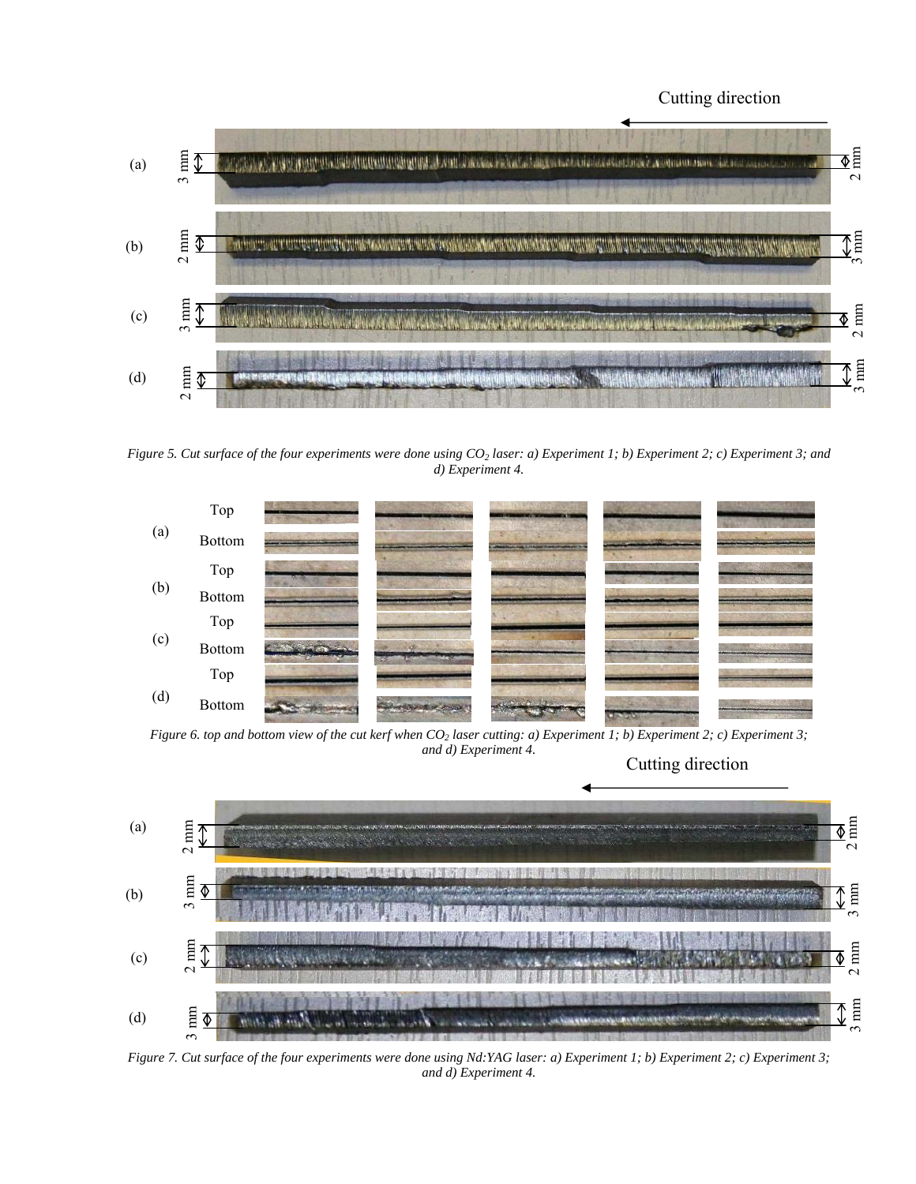*Figure 5. Cut surface of the four experiments were done using $CO_2$ laser: a) Experiment 1; b) Experiment 2; c) Experiment 3; and d) Experiment 4.*

*Figure 6. top and bottom view of the cut kerf when $CO_2$ laser cutting: a) Experiment 1; b) Experiment 2; c) Experiment 3; and d) Experiment 4.*

*Figure 7. Cut surface of the four experiments were done using Nd:YAG laser: a) Experiment 1; b) Experiment 2; c) Experiment 3; and d) Experiment 4.*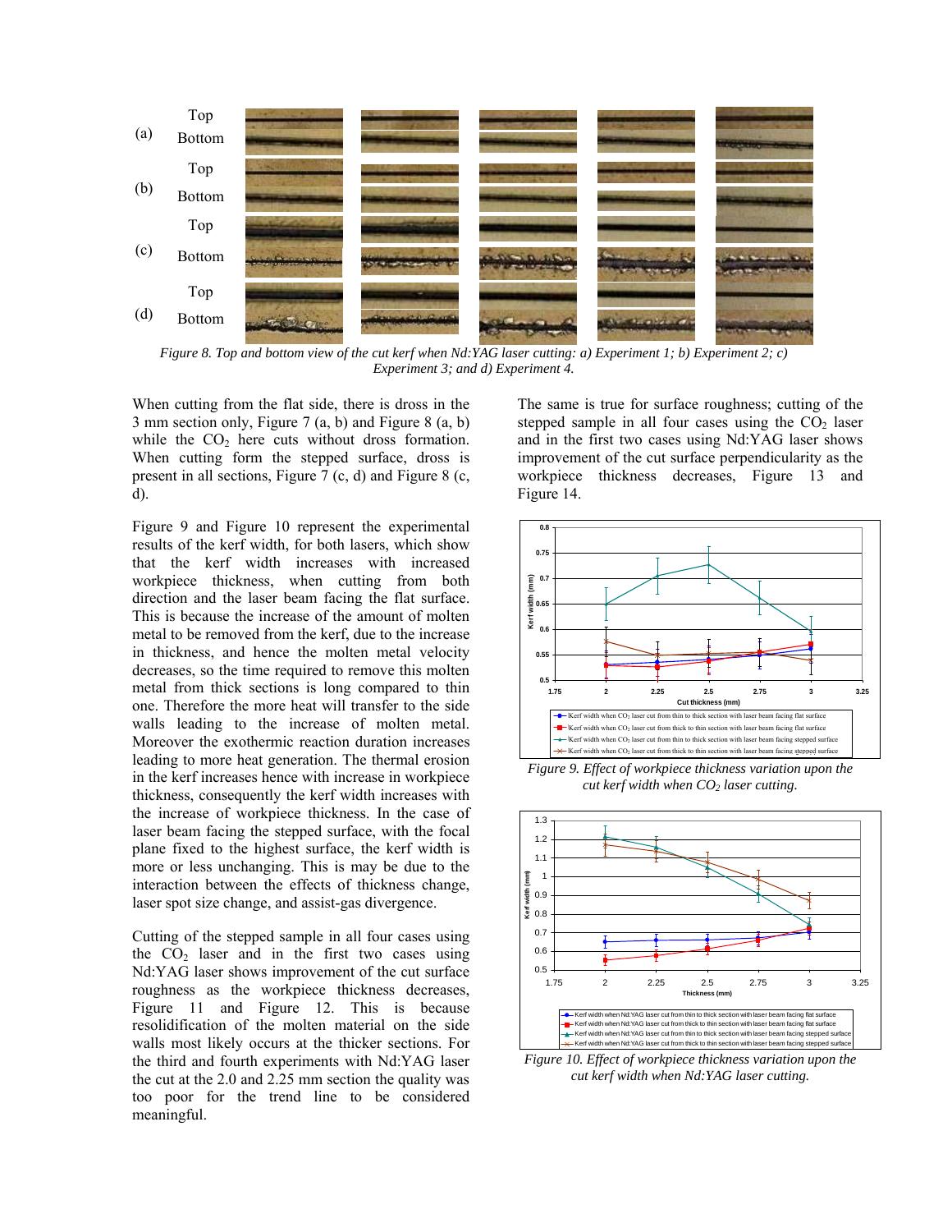Figure 8. Top and bottom view of the cut kerf when Nd:YAG laser cutting: a) Experiment 1; b) Experiment 2; c) Experiment 3; and d) Experiment 4.

When cutting from the flat side, there is dross in the 3 mm section only, Figure 7 (a, b) and Figure 8 (a, b) while the $CO_2$ here cuts without dross formation. When cutting form the stepped surface, dross is present in all sections, Figure 7 (c, d) and Figure 8 (c, d).

Figure 9 and Figure 10 represent the experimental results of the kerf width, for both lasers, which show that the kerf width increases with increased workpiece thickness, when cutting from both direction and the laser beam facing the flat surface. This is because the increase of the amount of molten metal to be removed from the kerf, due to the increase in thickness, and hence the molten metal velocity decreases, so the time required to remove this molten metal from thick sections is long compared to thin one. Therefore the more heat will transfer to the side walls leading to the increase of molten metal. Moreover the exothermic reaction duration increases leading to more heat generation. The thermal erosion in the kerf increases hence with increase in workpiece thickness, consequently the kerf width increases with the increase of workpiece thickness. In the case of laser beam facing the stepped surface, with the focal plane fixed to the highest surface, the kerf width is more or less unchanging. This is may be due to the interaction between the effects of thickness change, laser spot size change, and assist-gas divergence.

Cutting of the stepped sample in all four cases using the $CO_2$ laser and in the first two cases using Nd:YAG laser shows improvement of the cut surface roughness as the workpiece thickness decreases, Figure 11 and Figure 12. This is because resolidification of the molten material on the side walls most likely occurs at the thicker sections. For the third and fourth experiments with Nd:YAG laser the cut at the 2.0 and 2.25 mm section the quality was too poor for the trend line to be considered meaningful.

The same is true for surface roughness; cutting of the stepped sample in all four cases using the $CO_2$ laser and in the first two cases using Nd:YAG laser shows improvement of the cut surface perpendicularity as the workpiece thickness decreases, Figure 13 and Figure 14.

Figure 9. Effect of workpiece thickness variation upon the cut kerf width when $CO_2$ laser cutting.

Figure 10. Effect of workpiece thickness variation upon the cut kerf width when Nd:YAG laser cutting.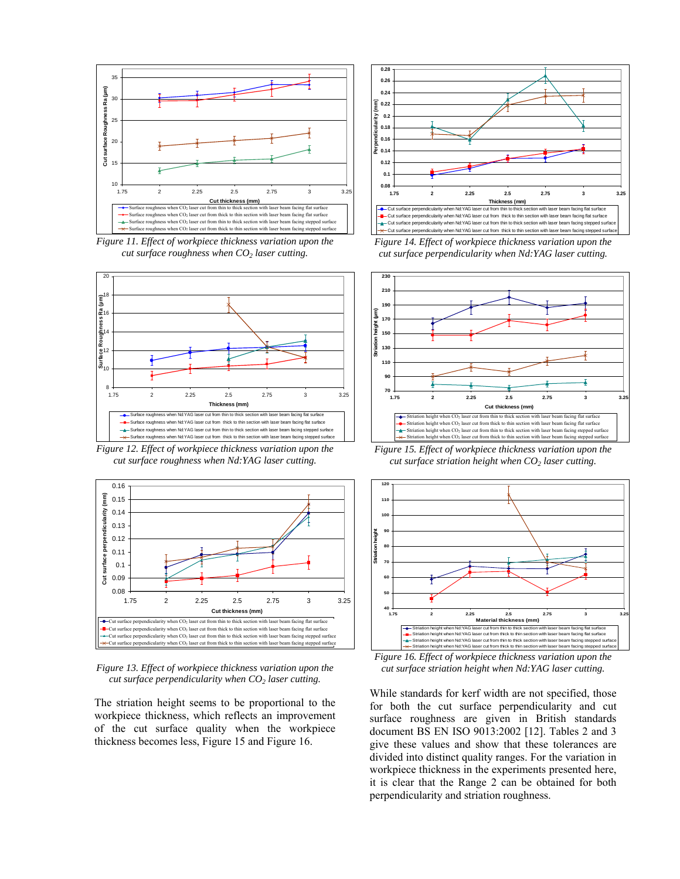*Figure 11. Effect of workpiece thickness variation upon the cut surface roughness when $CO_2$ laser cutting.*

*Figure 12. Effect of workpiece thickness variation upon the cut surface roughness when Nd:YAG laser cutting.*

*Figure 13. Effect of workpiece thickness variation upon the cut surface perpendicularity when $CO_2$ laser cutting.*

The striation height seems to be proportional to the workpiece thickness, which reflects an improvement of the cut surface quality when the workpiece thickness becomes less, Figure 15 and Figure 16.

*Figure 14. Effect of workpiece thickness variation upon the cut surface perpendicularity when Nd:YAG laser cutting.*

*Figure 15. Effect of workpiece thickness variation upon the cut surface striation height when $CO_2$ laser cutting.*

*Figure 16. Effect of workpiece thickness variation upon the cut surface striation height when Nd:YAG laser cutting.*

While standards for kerf width are not specified, those for both the cut surface perpendicularity and cut surface roughness are given in British standards document BS EN ISO 9013:2002 [12]. Tables 2 and 3 give these values and show that these tolerances are divided into distinct quality ranges. For the variation in workpiece thickness in the experiments presented here, it is clear that the Range 2 can be obtained for both perpendicularity and striation roughness.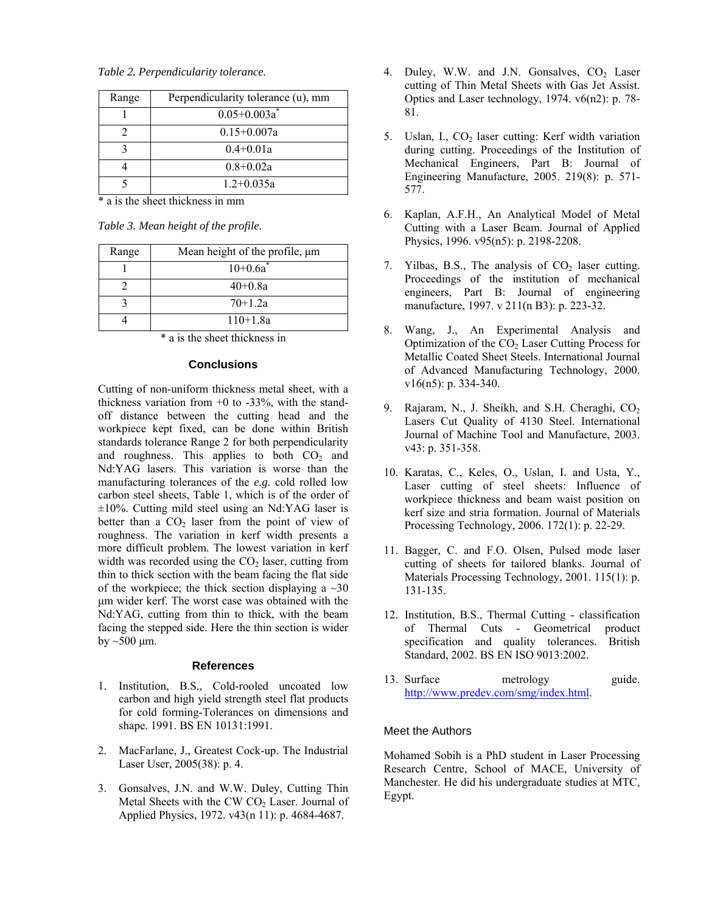*Table 2. Perpendicularity tolerance.*

| Range | Perpendicularity tolerance (u), mm |
|---|---|
| 1 | 0.05+0.003a* |
| 2 | 0.15+0.007a |
| 3 | 0.4+0.01a |
| 4 | 0.8+0.02a |
| 5 | 1.2+0.035a |

* a is the sheet thickness in mm

*Table 3. Mean height of the profile.*

| Range | Mean height of the profile, μm |
|---|---|
| 1 | 10+0.6a* |
| 2 | 40+0.8a |
| 3 | 70+1.2a |
| 4 | 110+1.8a |

* a is the sheet thickness in

### Conclusions

Cutting of non-uniform thickness metal sheet, with a thickness variation from +0 to -33%, with the stand-off distance between the cutting head and the workpiece kept fixed, can be done within British standards tolerance Range 2 for both perpendicularity and roughness. This applies to both $CO_2$ and Nd:YAG lasers. This variation is worse than the manufacturing tolerances of the *e.g.* cold rolled low carbon steel sheets, Table 1, which is of the order of ±10%. Cutting mild steel using an Nd:YAG laser is better than a $CO_2$ laser from the point of view of roughness. The variation in kerf width presents a more difficult problem. The lowest variation in kerf width was recorded using the $CO_2$ laser, cutting from thin to thick section with the beam facing the flat side of the workpiece; the thick section displaying a ~30 μm wider kerf. The worst case was obtained with the Nd:YAG, cutting from thin to thick, with the beam facing the stepped side. Here the thin section is wider by ~500 μm.

### References

1. Institution, B.S., Cold-rooled uncoated low carbon and high yield strength steel flat products for cold forming-Tolerances on dimensions and shape. 1991. BS EN 10131:1991.
2. MacFarlane, J., Greatest Cock-up. The Industrial Laser User, 2005(38): p. 4.
3. Gonsalves, J.N. and W.W. Duley, Cutting Thin Metal Sheets with the CW $CO_2$ Laser. Journal of Applied Physics, 1972. v43(n 11): p. 4684-4687.
4. Duley, W.W. and J.N. Gonsalves, $CO_2$ Laser cutting of Thin Metal Sheets with Gas Jet Assist. Optics and Laser technology, 1974. v6(n2): p. 78-81.
5. Uslan, I., $CO_2$ laser cutting: Kerf width variation during cutting. Proceedings of the Institution of Mechanical Engineers, Part B: Journal of Engineering Manufacture, 2005. 219(8): p. 571-577.
6. Kaplan, A.F.H., An Analytical Model of Metal Cutting with a Laser Beam. Journal of Applied Physics, 1996. v95(n5): p. 2198-2208.
7. Yilbas, B.S., The analysis of $CO_2$ laser cutting. Proceedings of the institution of mechanical engineers, Part B: Journal of engineering manufacture, 1997. v 211(n B3): p. 223-32.
8. Wang, J., An Experimental Analysis and Optimization of the $CO_2$ Laser Cutting Process for Metallic Coated Sheet Steels. International Journal of Advanced Manufacturing Technology, 2000. v16(n5): p. 334-340.
9. Rajaram, N., J. Sheikh, and S.H. Cheraghi, $CO_2$ Lasers Cut Quality of 4130 Steel. International Journal of Machine Tool and Manufacture, 2003. v43: p. 351-358.
10. Karatas, C., Keles, O., Uslan, I. and Usta, Y., Laser cutting of steel sheets: Influence of workpiece thickness and beam waist position on kerf size and stria formation. Journal of Materials Processing Technology, 2006. 172(1): p. 22-29.
11. Bagger, C. and F.O. Olsen, Pulsed mode laser cutting of sheets for tailored blanks. Journal of Materials Processing Technology, 2001. 115(1): p. 131-135.
12. Institution, B.S., Thermal Cutting - classification of Thermal Cuts - Geometrical product specification and quality tolerances. British Standard, 2002. BS EN ISO 9013:2002.
13. Surface metrology guide. http://www.predev.com/smg/index.html.

### Meet the Authors

Mohamed Sobih is a PhD student in Laser Processing Research Centre, School of MACE, University of Manchester. He did his undergraduate studies at MTC, Egypt.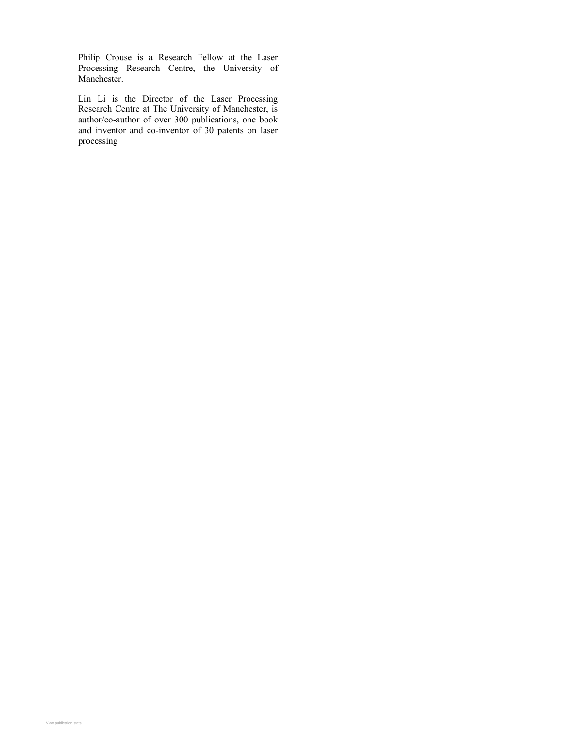Philip Crouse is a Research Fellow at the Laser Processing Research Centre, the University of Manchester.

Lin Li is the Director of the Laser Processing Research Centre at The University of Manchester, is author/co-author of over 300 publications, one book and inventor and co-inventor of 30 patents on laser processing